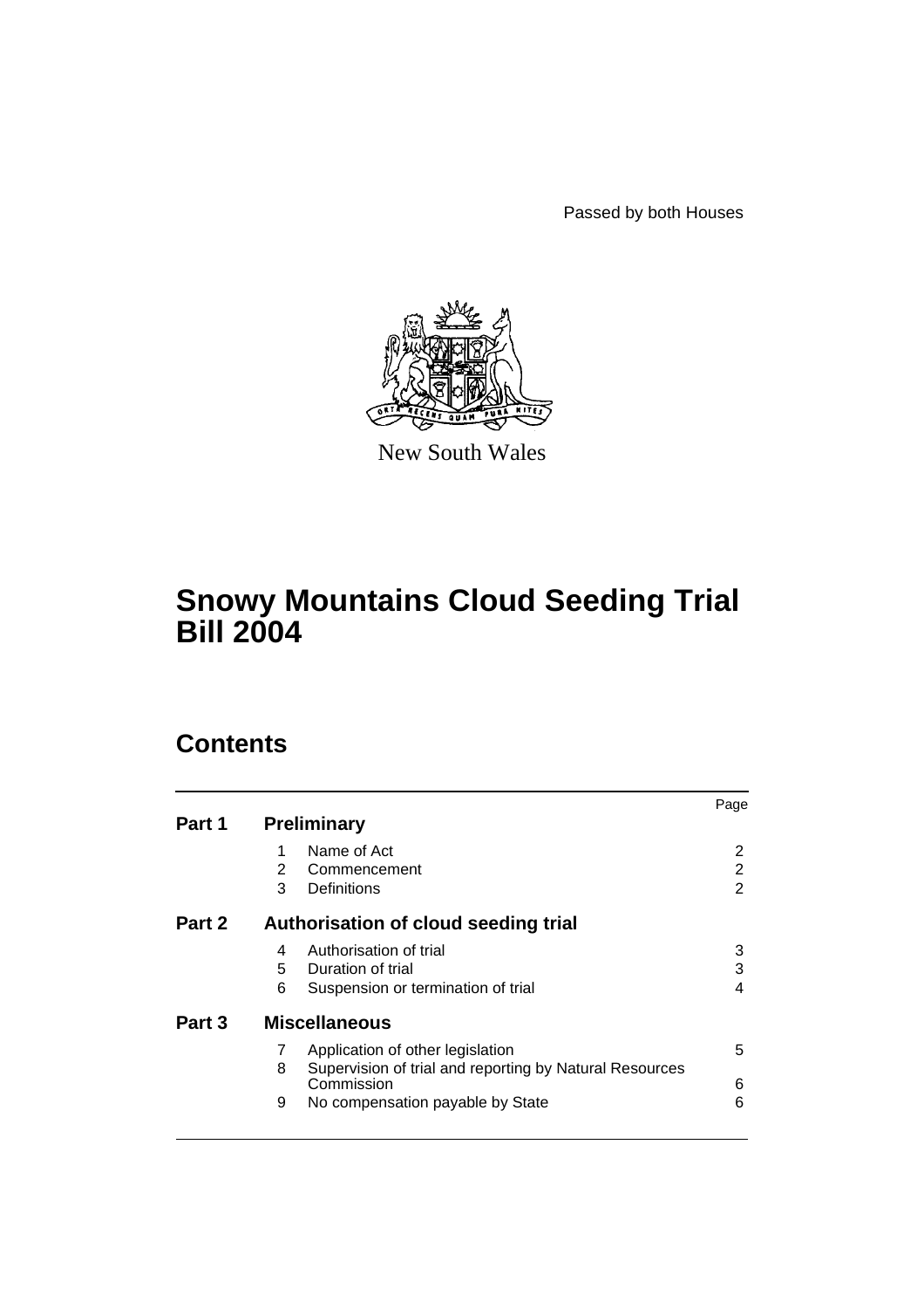Passed by both Houses

New South Wales

# Snowy Mountains Cloud Seeding Trial Bill 2004

## Contents

| | | | Page |
|---|---|---|---|
| **Part 1** | **Preliminary** | | |
| | 1 | Name of Act | 2 |
| | 2 | Commencement | 2 |
| | 3 | Definitions | 2 |
| **Part 2** | **Authorisation of cloud seeding trial** | | |
| | 4 | Authorisation of trial | 3 |
| | 5 | Duration of trial | 3 |
| | 6 | Suspension or termination of trial | 4 |
| **Part 3** | **Miscellaneous** | | |
| | 7 | Application of other legislation | 5 |
| | 8 | Supervision of trial and reporting by Natural Resources Commission | 6 |
| | 9 | No compensation payable by State | 6 |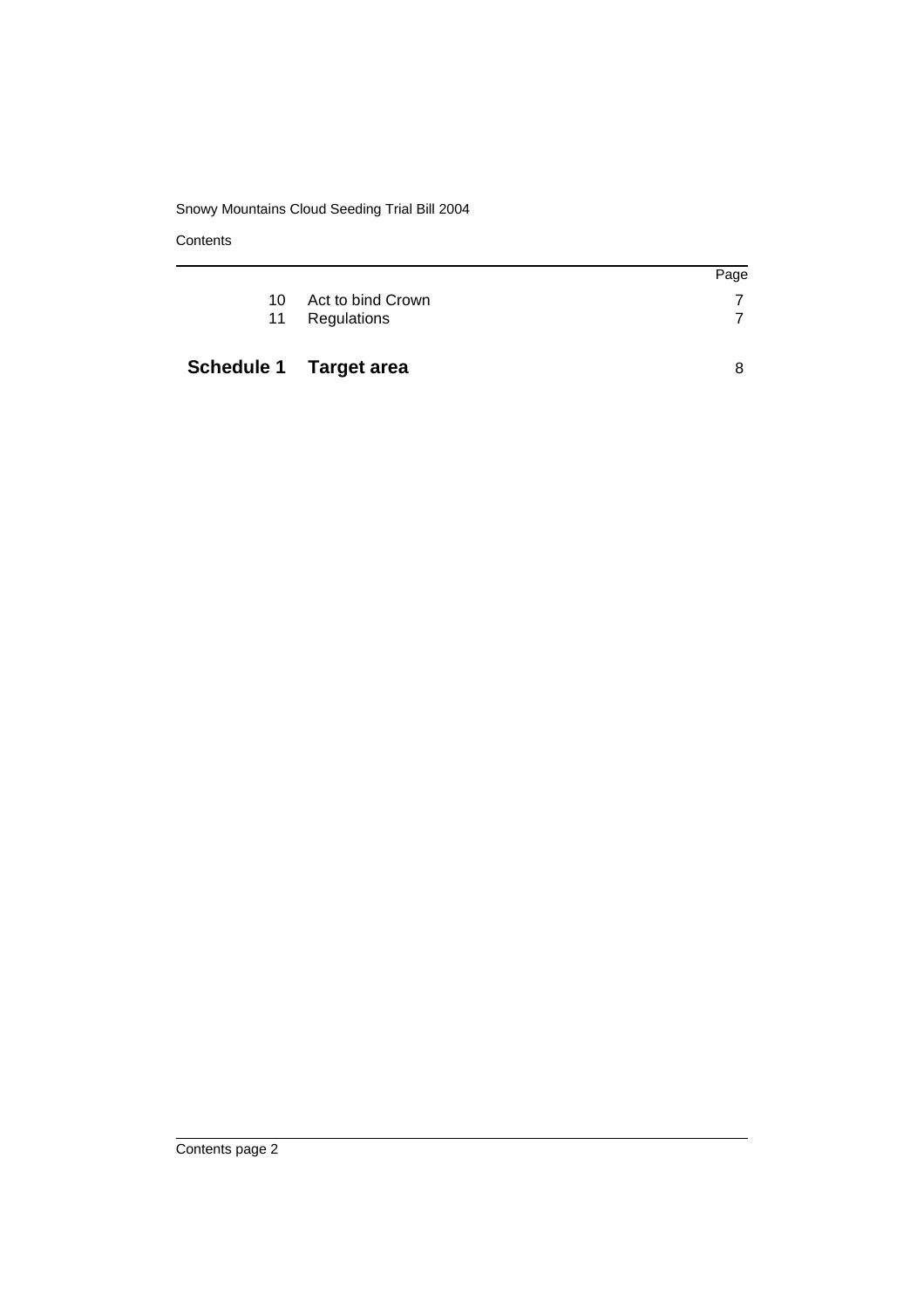| | | Page |
|---|---|---|
| 10 | Act to bind Crown | 7 |
| 11 | Regulations | 7 |
| **Schedule 1** | **Target area** | 8 |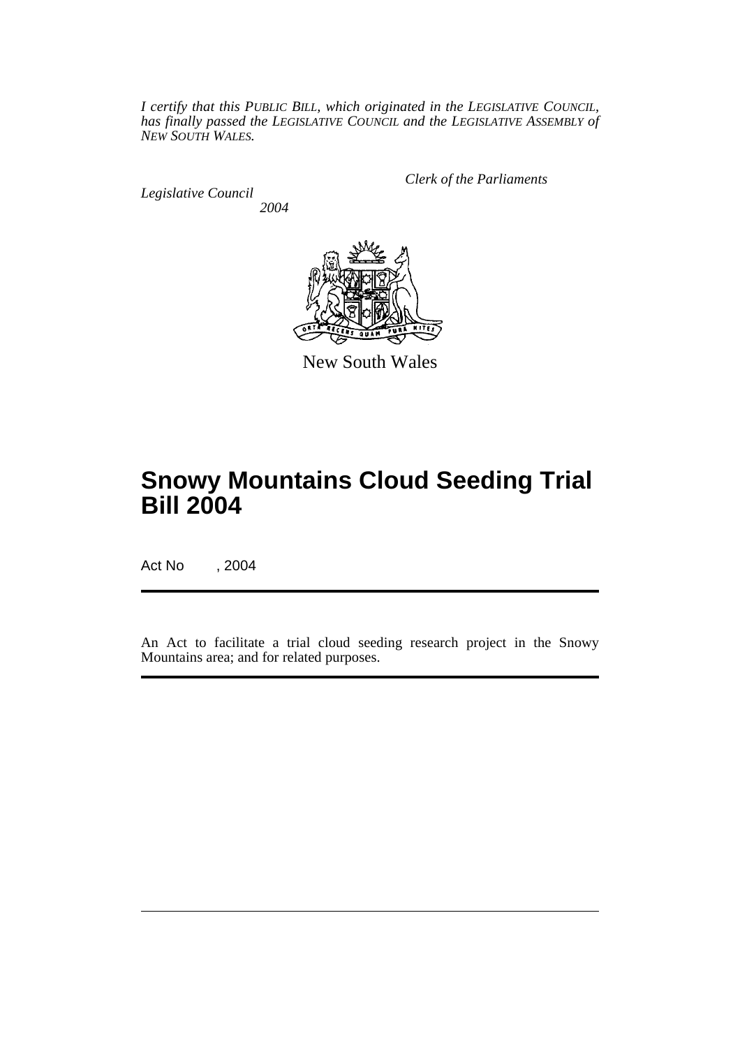*I certify that this PUBLIC BILL, which originated in the LEGISLATIVE COUNCIL, has finally passed the LEGISLATIVE COUNCIL and the LEGISLATIVE ASSEMBLY of NEW SOUTH WALES.*

*Clerk of the Parliaments*

*Legislative Council*

*2004*

New South Wales

# Snowy Mountains Cloud Seeding Trial Bill 2004

Act No , 2004

An Act to facilitate a trial cloud seeding research project in the Snowy Mountains area; and for related purposes.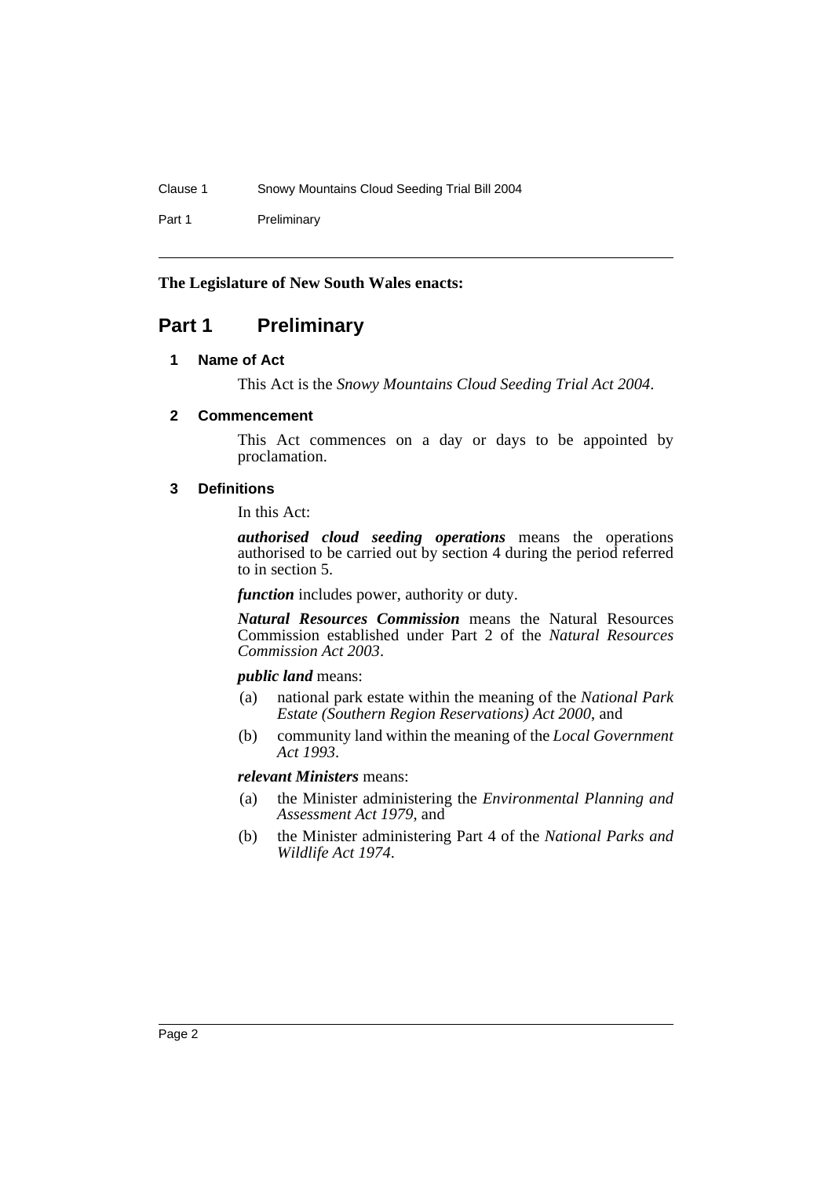**The Legislature of New South Wales enacts:**

# Part 1 Preliminary

### 1 Name of Act

This Act is the *Snowy Mountains Cloud Seeding Trial Act 2004*.

### 2 Commencement

This Act commences on a day or days to be appointed by proclamation.

### 3 Definitions

In this Act:

***authorised cloud seeding operations*** means the operations authorised to be carried out by section 4 during the period referred to in section 5.

***function*** includes power, authority or duty.

***Natural Resources Commission*** means the Natural Resources Commission established under Part 2 of the *Natural Resources Commission Act 2003*.

***public land*** means:

(a) national park estate within the meaning of the *National Park Estate (Southern Region Reservations) Act 2000*, and

(b) community land within the meaning of the *Local Government Act 1993*.

***relevant Ministers*** means:

(a) the Minister administering the *Environmental Planning and Assessment Act 1979*, and

(b) the Minister administering Part 4 of the *National Parks and Wildlife Act 1974*.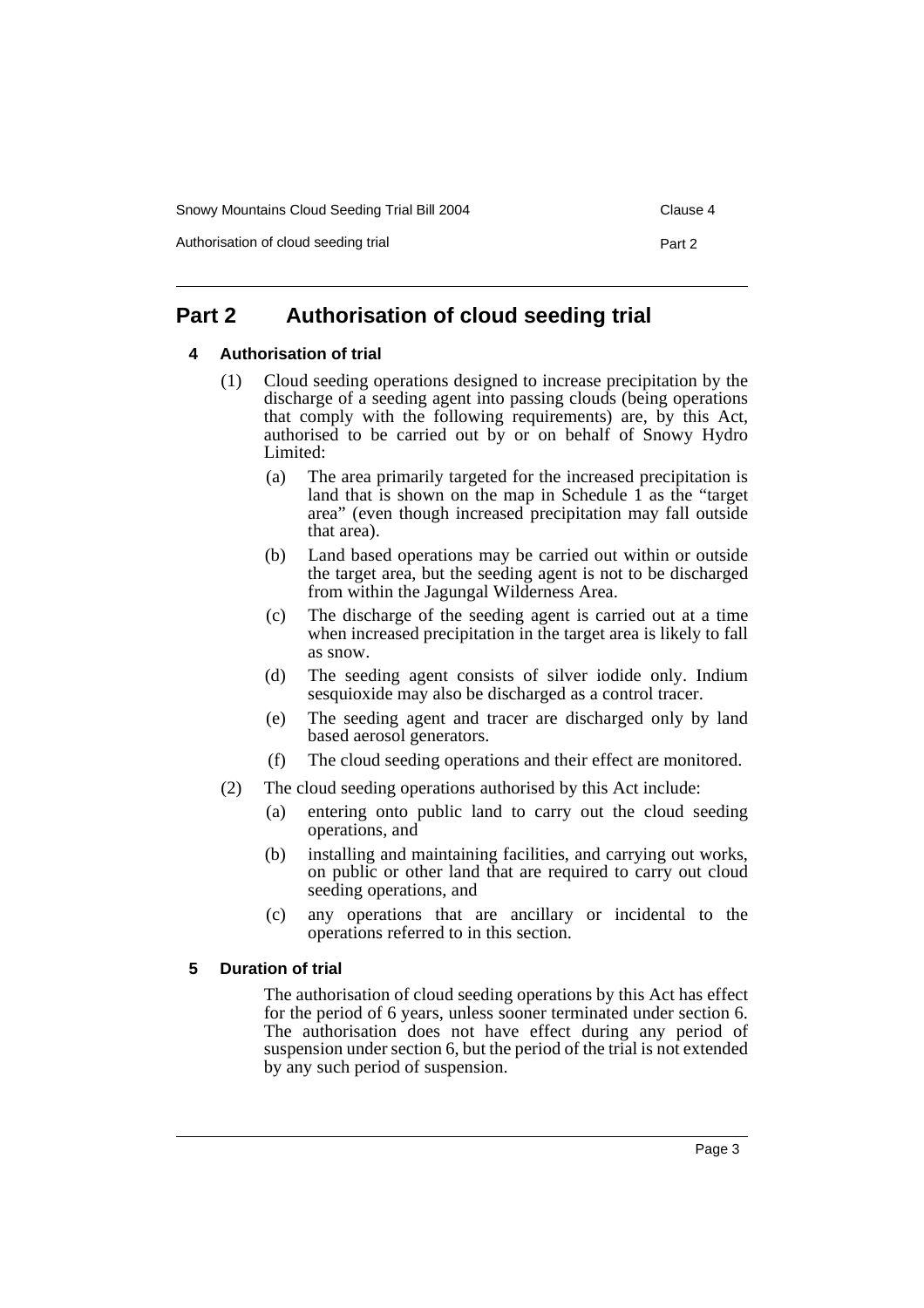## Part 2 Authorisation of cloud seeding trial

### 4 Authorisation of trial

(1) Cloud seeding operations designed to increase precipitation by the discharge of a seeding agent into passing clouds (being operations that comply with the following requirements) are, by this Act, authorised to be carried out by or on behalf of Snowy Hydro Limited:

(a) The area primarily targeted for the increased precipitation is land that is shown on the map in Schedule 1 as the "target area" (even though increased precipitation may fall outside that area).

(b) Land based operations may be carried out within or outside the target area, but the seeding agent is not to be discharged from within the Jagungal Wilderness Area.

(c) The discharge of the seeding agent is carried out at a time when increased precipitation in the target area is likely to fall as snow.

(d) The seeding agent consists of silver iodide only. Indium sesquioxide may also be discharged as a control tracer.

(e) The seeding agent and tracer are discharged only by land based aerosol generators.

(f) The cloud seeding operations and their effect are monitored.

(2) The cloud seeding operations authorised by this Act include:

(a) entering onto public land to carry out the cloud seeding operations, and

(b) installing and maintaining facilities, and carrying out works, on public or other land that are required to carry out cloud seeding operations, and

(c) any operations that are ancillary or incidental to the operations referred to in this section.

### 5 Duration of trial

The authorisation of cloud seeding operations by this Act has effect for the period of 6 years, unless sooner terminated under section 6. The authorisation does not have effect during any period of suspension under section 6, but the period of the trial is not extended by any such period of suspension.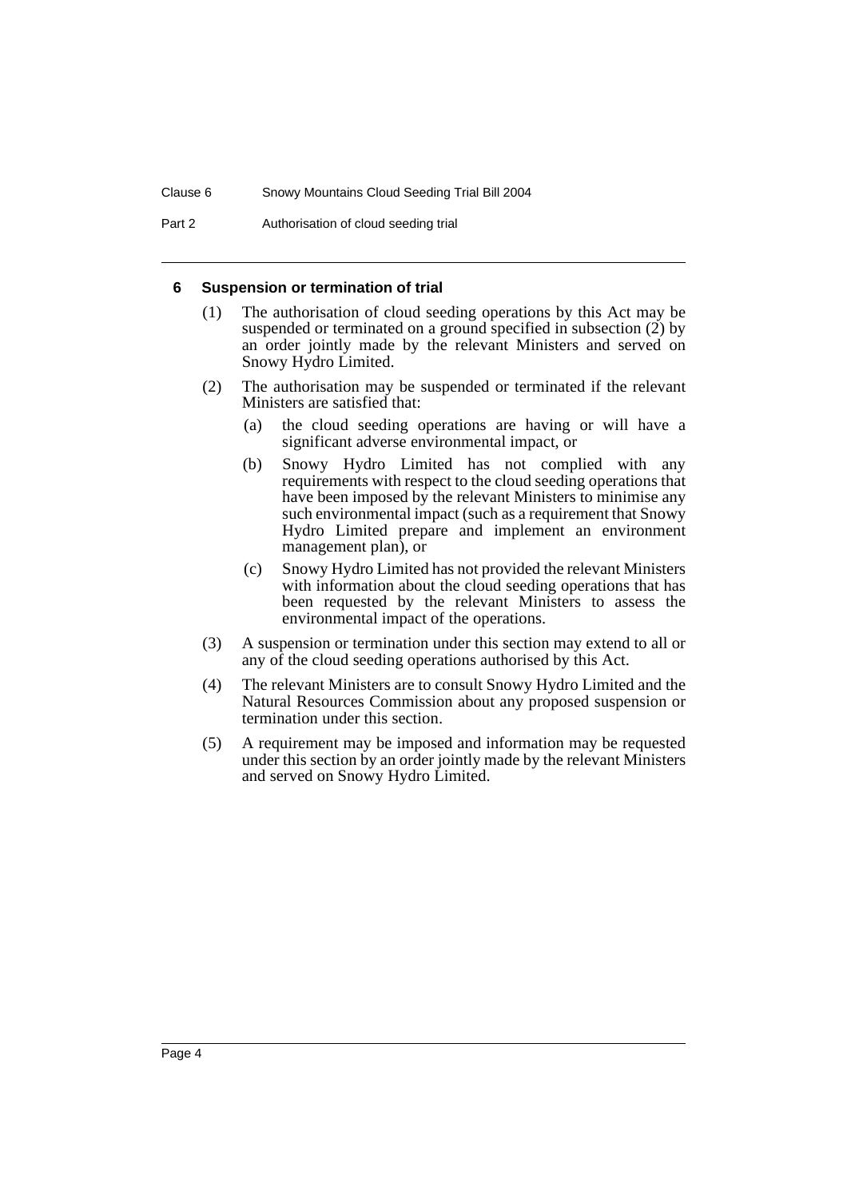### 6 Suspension or termination of trial

(1) The authorisation of cloud seeding operations by this Act may be suspended or terminated on a ground specified in subsection (2) by an order jointly made by the relevant Ministers and served on Snowy Hydro Limited.

(2) The authorisation may be suspended or terminated if the relevant Ministers are satisfied that:

- (a) the cloud seeding operations are having or will have a significant adverse environmental impact, or
- (b) Snowy Hydro Limited has not complied with any requirements with respect to the cloud seeding operations that have been imposed by the relevant Ministers to minimise any such environmental impact (such as a requirement that Snowy Hydro Limited prepare and implement an environment management plan), or
- (c) Snowy Hydro Limited has not provided the relevant Ministers with information about the cloud seeding operations that has been requested by the relevant Ministers to assess the environmental impact of the operations.

(3) A suspension or termination under this section may extend to all or any of the cloud seeding operations authorised by this Act.

(4) The relevant Ministers are to consult Snowy Hydro Limited and the Natural Resources Commission about any proposed suspension or termination under this section.

(5) A requirement may be imposed and information may be requested under this section by an order jointly made by the relevant Ministers and served on Snowy Hydro Limited.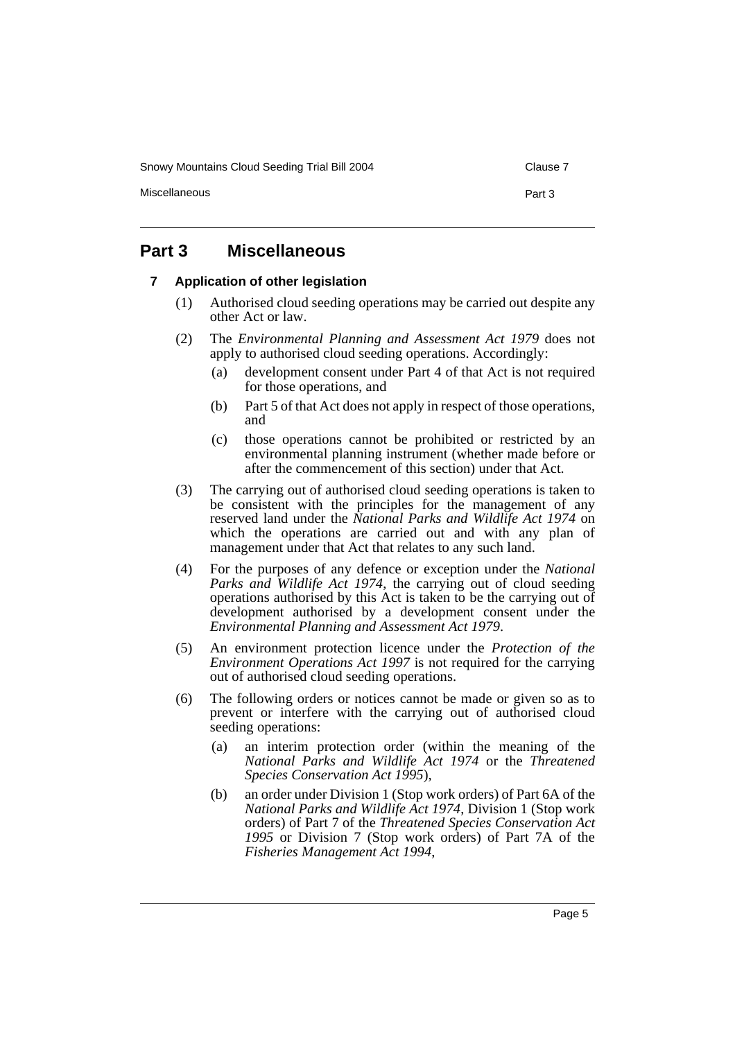## Part 3 Miscellaneous

### 7 Application of other legislation

(1) Authorised cloud seeding operations may be carried out despite any other Act or law.

(2) The *Environmental Planning and Assessment Act 1979* does not apply to authorised cloud seeding operations. Accordingly:

- (a) development consent under Part 4 of that Act is not required for those operations, and
- (b) Part 5 of that Act does not apply in respect of those operations, and
- (c) those operations cannot be prohibited or restricted by an environmental planning instrument (whether made before or after the commencement of this section) under that Act.

(3) The carrying out of authorised cloud seeding operations is taken to be consistent with the principles for the management of any reserved land under the *National Parks and Wildlife Act 1974* on which the operations are carried out and with any plan of management under that Act that relates to any such land.

(4) For the purposes of any defence or exception under the *National Parks and Wildlife Act 1974*, the carrying out of cloud seeding operations authorised by this Act is taken to be the carrying out of development authorised by a development consent under the *Environmental Planning and Assessment Act 1979*.

(5) An environment protection licence under the *Protection of the Environment Operations Act 1997* is not required for the carrying out of authorised cloud seeding operations.

(6) The following orders or notices cannot be made or given so as to prevent or interfere with the carrying out of authorised cloud seeding operations:

- (a) an interim protection order (within the meaning of the *National Parks and Wildlife Act 1974* or the *Threatened Species Conservation Act 1995*),
- (b) an order under Division 1 (Stop work orders) of Part 6A of the *National Parks and Wildlife Act 1974*, Division 1 (Stop work orders) of Part 7 of the *Threatened Species Conservation Act 1995* or Division 7 (Stop work orders) of Part 7A of the *Fisheries Management Act 1994*,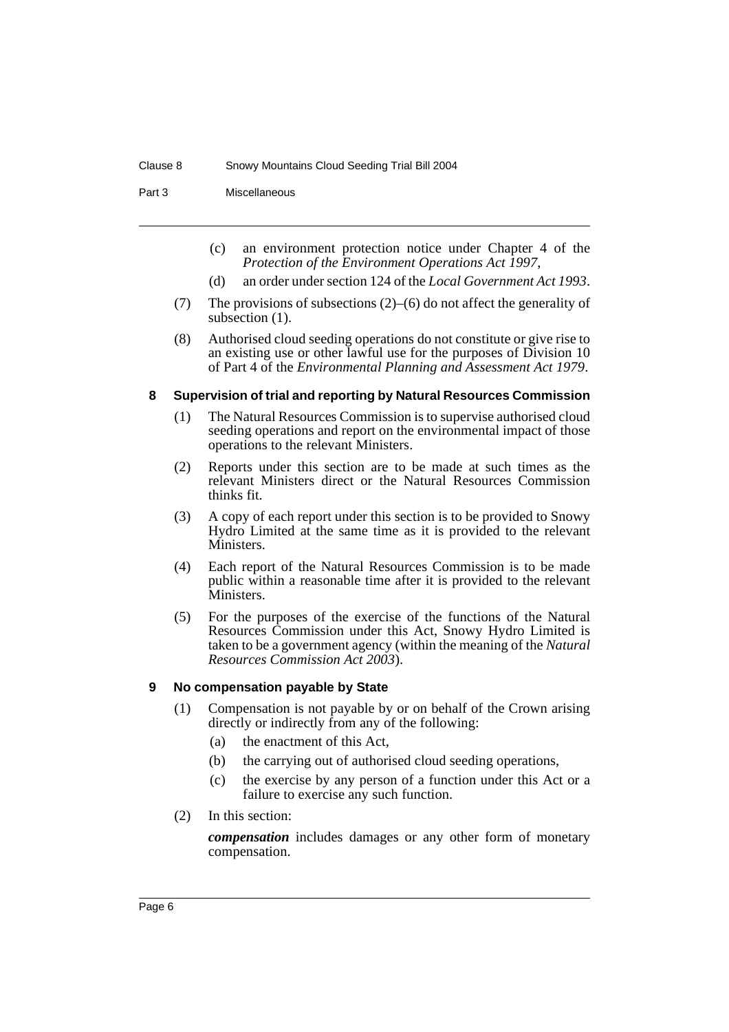(c) an environment protection notice under Chapter 4 of the *Protection of the Environment Operations Act 1997*,

(d) an order under section 124 of the *Local Government Act 1993*.

(7) The provisions of subsections (2)–(6) do not affect the generality of subsection (1).

(8) Authorised cloud seeding operations do not constitute or give rise to an existing use or other lawful use for the purposes of Division 10 of Part 4 of the *Environmental Planning and Assessment Act 1979*.

### 8 Supervision of trial and reporting by Natural Resources Commission

(1) The Natural Resources Commission is to supervise authorised cloud seeding operations and report on the environmental impact of those operations to the relevant Ministers.

(2) Reports under this section are to be made at such times as the relevant Ministers direct or the Natural Resources Commission thinks fit.

(3) A copy of each report under this section is to be provided to Snowy Hydro Limited at the same time as it is provided to the relevant Ministers.

(4) Each report of the Natural Resources Commission is to be made public within a reasonable time after it is provided to the relevant Ministers.

(5) For the purposes of the exercise of the functions of the Natural Resources Commission under this Act, Snowy Hydro Limited is taken to be a government agency (within the meaning of the *Natural Resources Commission Act 2003*).

### 9 No compensation payable by State

(1) Compensation is not payable by or on behalf of the Crown arising directly or indirectly from any of the following:

(a) the enactment of this Act,

(b) the carrying out of authorised cloud seeding operations,

(c) the exercise by any person of a function under this Act or a failure to exercise any such function.

(2) In this section:

***compensation*** includes damages or any other form of monetary compensation.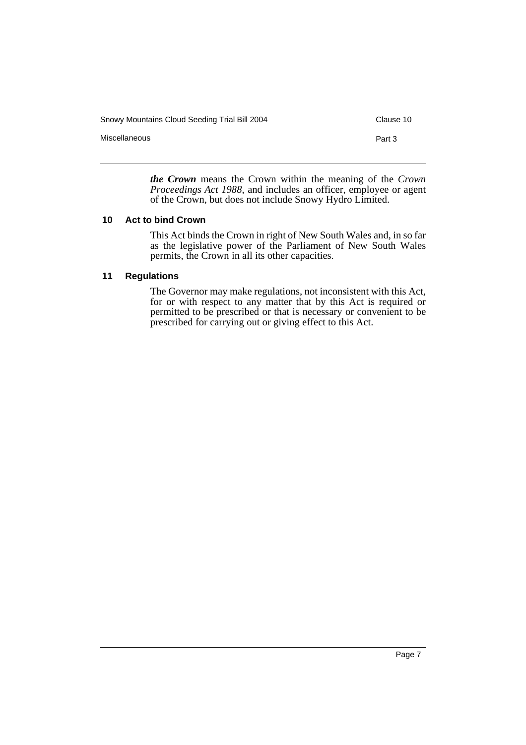***the Crown*** means the Crown within the meaning of the *Crown Proceedings Act 1988*, and includes an officer, employee or agent of the Crown, but does not include Snowy Hydro Limited.

### 10 Act to bind Crown

This Act binds the Crown in right of New South Wales and, in so far as the legislative power of the Parliament of New South Wales permits, the Crown in all its other capacities.

### 11 Regulations

The Governor may make regulations, not inconsistent with this Act, for or with respect to any matter that by this Act is required or permitted to be prescribed or that is necessary or convenient to be prescribed for carrying out or giving effect to this Act.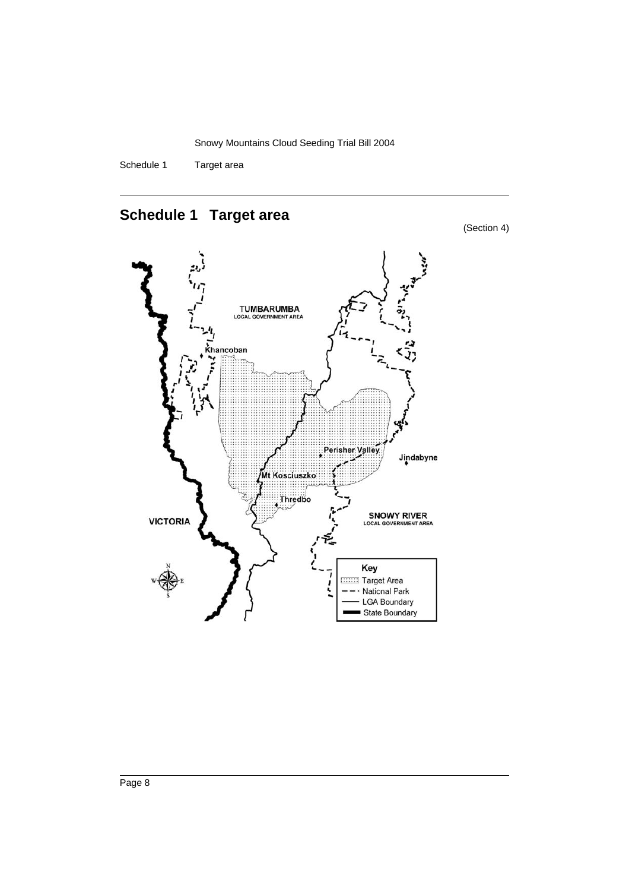# Schedule 1 Target area

(Section 4)

TUMBARUMBA
LOCAL GOVERNMENT AREA

Khancoban

Perisher Valley

Jindabyne

Mt Kosciuszko

Thredbo

VICTORIA

SNOWY RIVER
LOCAL GOVERNMENT AREA

N
W E
S

Key
Target Area
National Park
LGA Boundary
State Boundary